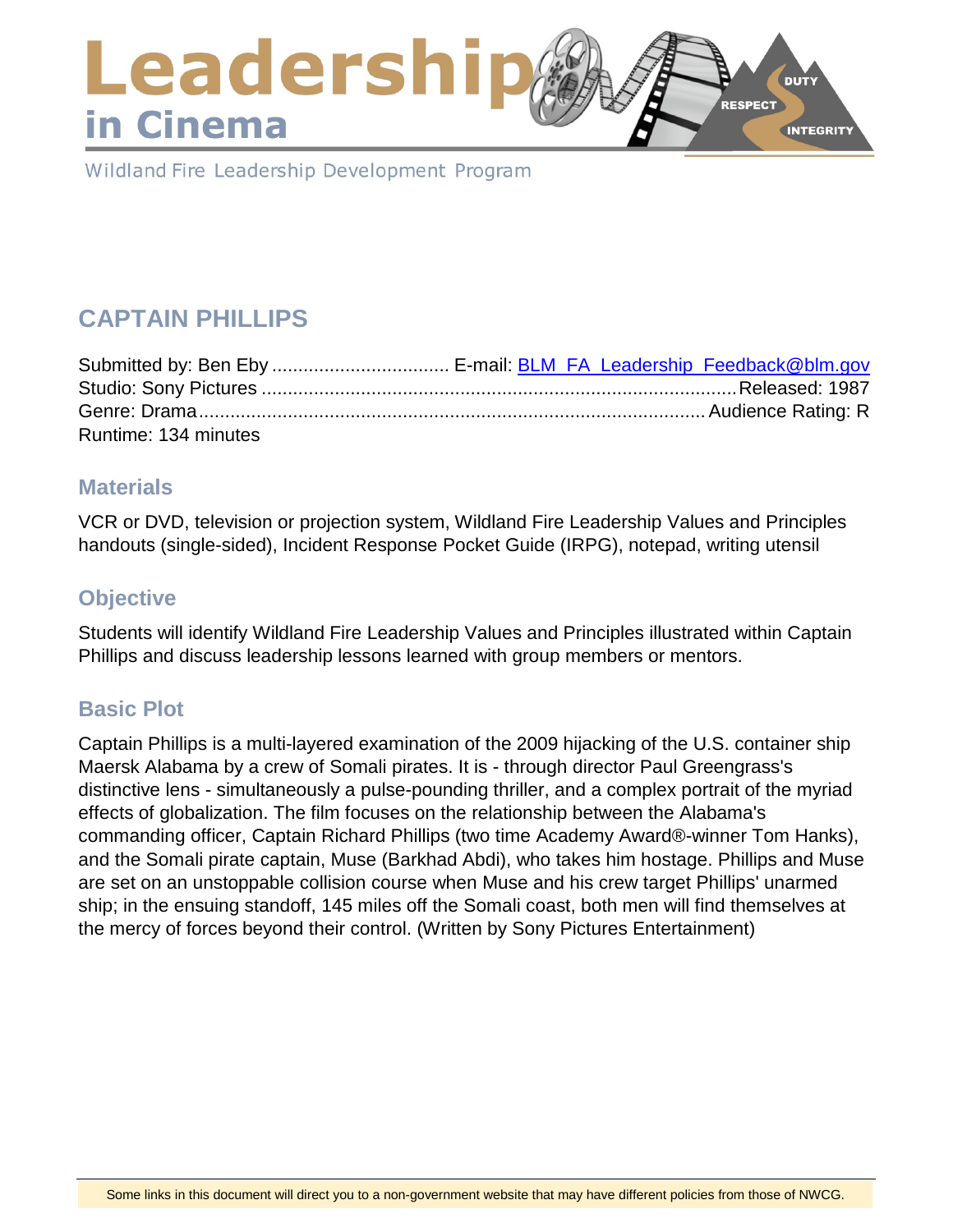# Leadership in Cinema

Wildland Fire Leadership Development Program

## CAPTAIN PHILLIPS

Submitted by: Ben Eby .................................. E-mail: [BLM_FA_Leadership_Feedback@blm.gov](mailto:BLM_FA_Leadership_Feedback@blm.gov)
Studio: Sony Pictures ........................................................................................ Released: 1987
Genre: Drama ................................................................................................ Audience Rating: R
Runtime: 134 minutes

### Materials

VCR or DVD, television or projection system, Wildland Fire Leadership Values and Principles handouts (single-sided), Incident Response Pocket Guide (IRPG), notepad, writing utensil

### Objective

Students will identify Wildland Fire Leadership Values and Principles illustrated within Captain Phillips and discuss leadership lessons learned with group members or mentors.

### Basic Plot

Captain Phillips is a multi-layered examination of the 2009 hijacking of the U.S. container ship Maersk Alabama by a crew of Somali pirates. It is - through director Paul Greengrass's distinctive lens - simultaneously a pulse-pounding thriller, and a complex portrait of the myriad effects of globalization. The film focuses on the relationship between the Alabama's commanding officer, Captain Richard Phillips (two time Academy Award®-winner Tom Hanks), and the Somali pirate captain, Muse (Barkhad Abdi), who takes him hostage. Phillips and Muse are set on an unstoppable collision course when Muse and his crew target Phillips' unarmed ship; in the ensuing standoff, 145 miles off the Somali coast, both men will find themselves at the mercy of forces beyond their control. (Written by Sony Pictures Entertainment)

Some links in this document will direct you to a non-government website that may have different policies from those of NWCG.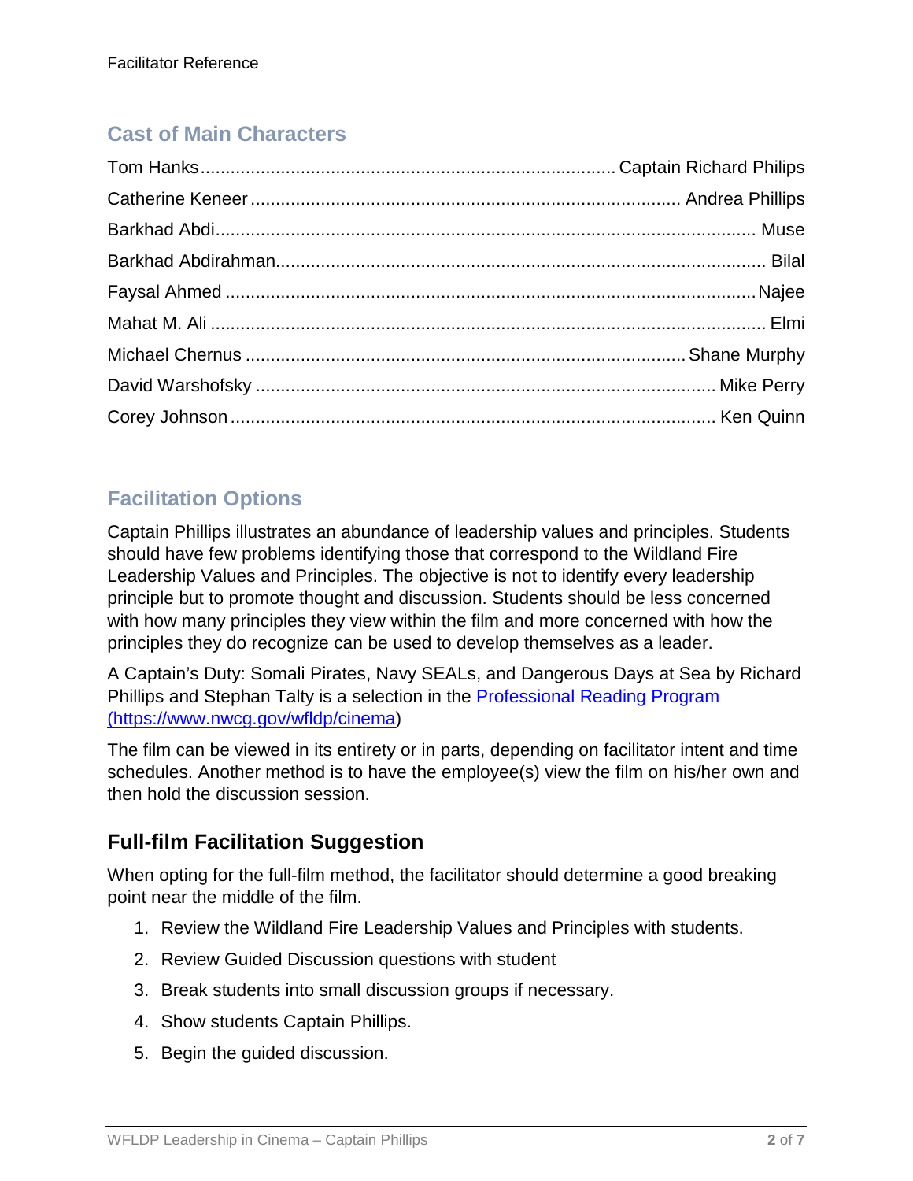## Cast of Main Characters

| | |
|---|---|
| Tom Hanks | Captain Richard Philips |
| Catherine Keneer | Andrea Phillips |
| Barkhad Abdi | Muse |
| Barkhad Abdirahman | Bilal |
| Faysal Ahmed | Najee |
| Mahat M. Ali | Elmi |
| Michael Chernus | Shane Murphy |
| David Warshofsky | Mike Perry |
| Corey Johnson | Ken Quinn |

## Facilitation Options

Captain Phillips illustrates an abundance of leadership values and principles. Students should have few problems identifying those that correspond to the Wildland Fire Leadership Values and Principles. The objective is not to identify every leadership principle but to promote thought and discussion. Students should be less concerned with how many principles they view within the film and more concerned with how the principles they do recognize can be used to develop themselves as a leader.

A Captain's Duty: Somali Pirates, Navy SEALs, and Dangerous Days at Sea by Richard Phillips and Stephan Talty is a selection in the [Professional Reading Program (https://www.nwcg.gov/wfldp/cinema)](https://www.nwcg.gov/wfldp/cinema)

The film can be viewed in its entirety or in parts, depending on facilitator intent and time schedules. Another method is to have the employee(s) view the film on his/her own and then hold the discussion session.

### Full-film Facilitation Suggestion

When opting for the full-film method, the facilitator should determine a good breaking point near the middle of the film.

1. Review the Wildland Fire Leadership Values and Principles with students.
2. Review Guided Discussion questions with student
3. Break students into small discussion groups if necessary.
4. Show students Captain Phillips.
5. Begin the guided discussion.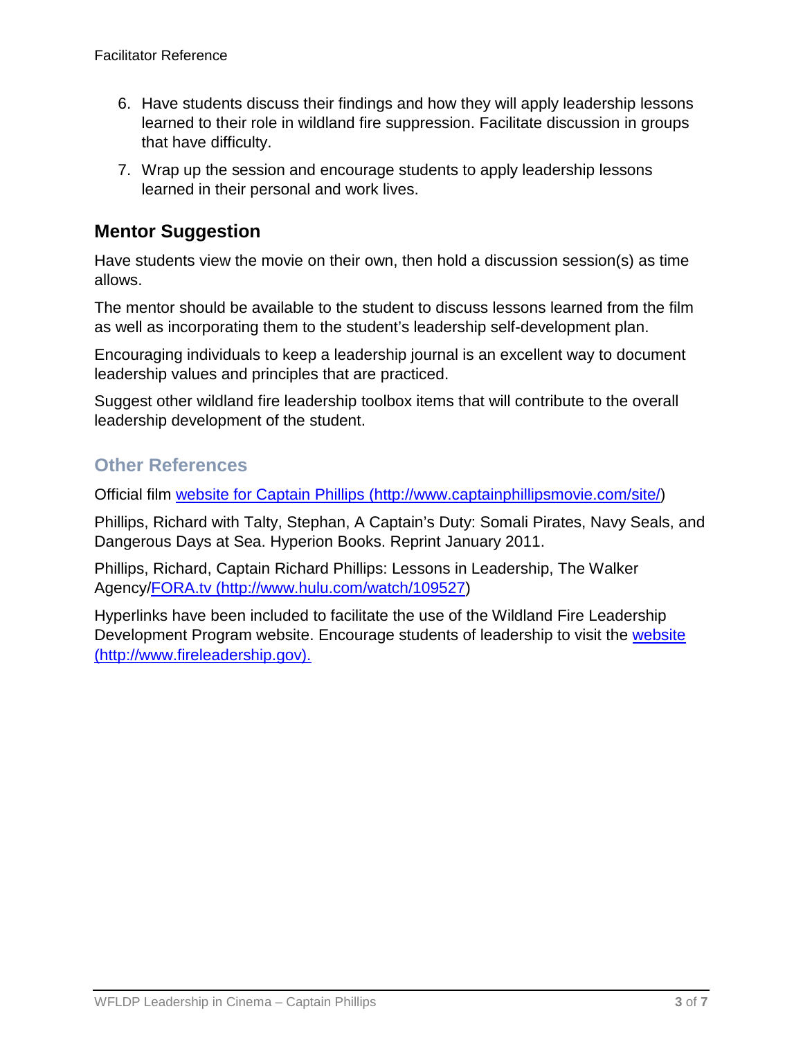6. Have students discuss their findings and how they will apply leadership lessons learned to their role in wildland fire suppression. Facilitate discussion in groups that have difficulty.
7. Wrap up the session and encourage students to apply leadership lessons learned in their personal and work lives.

## Mentor Suggestion

Have students view the movie on their own, then hold a discussion session(s) as time allows.

The mentor should be available to the student to discuss lessons learned from the film as well as incorporating them to the student's leadership self-development plan.

Encouraging individuals to keep a leadership journal is an excellent way to document leadership values and principles that are practiced.

Suggest other wildland fire leadership toolbox items that will contribute to the overall leadership development of the student.

### Other References

Official film [website for Captain Phillips (http://www.captainphillipsmovie.com/site/)](http://www.captainphillipsmovie.com/site/)

Phillips, Richard with Talty, Stephan, A Captain's Duty: Somali Pirates, Navy Seals, and Dangerous Days at Sea. Hyperion Books. Reprint January 2011.

Phillips, Richard, Captain Richard Phillips: Lessons in Leadership, The Walker Agency/[FORA.tv (http://www.hulu.com/watch/109527)](http://www.hulu.com/watch/109527)

Hyperlinks have been included to facilitate the use of the Wildland Fire Leadership Development Program website. Encourage students of leadership to visit the [website (http://www.fireleadership.gov).](http://www.fireleadership.gov)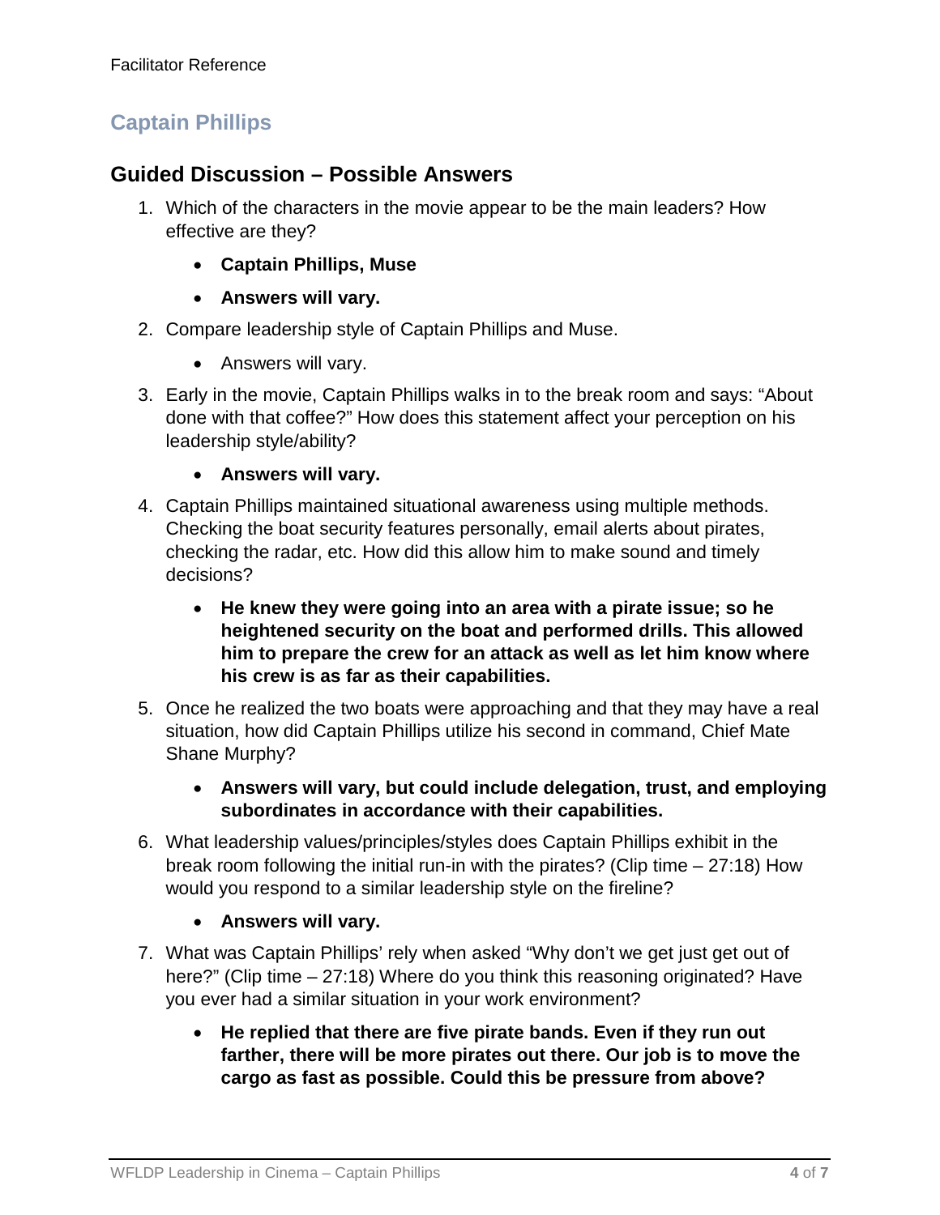Facilitator Reference

## Captain Phillips

### Guided Discussion – Possible Answers

1. Which of the characters in the movie appear to be the main leaders? How effective are they?
   - **Captain Phillips, Muse**
   - **Answers will vary.**
2. Compare leadership style of Captain Phillips and Muse.
   - Answers will vary.
3. Early in the movie, Captain Phillips walks in to the break room and says: "About done with that coffee?" How does this statement affect your perception on his leadership style/ability?
   - **Answers will vary.**
4. Captain Phillips maintained situational awareness using multiple methods. Checking the boat security features personally, email alerts about pirates, checking the radar, etc. How did this allow him to make sound and timely decisions?
   - **He knew they were going into an area with a pirate issue; so he heightened security on the boat and performed drills. This allowed him to prepare the crew for an attack as well as let him know where his crew is as far as their capabilities.**
5. Once he realized the two boats were approaching and that they may have a real situation, how did Captain Phillips utilize his second in command, Chief Mate Shane Murphy?
   - **Answers will vary, but could include delegation, trust, and employing subordinates in accordance with their capabilities.**
6. What leadership values/principles/styles does Captain Phillips exhibit in the break room following the initial run-in with the pirates? (Clip time – 27:18) How would you respond to a similar leadership style on the fireline?
   - **Answers will vary.**
7. What was Captain Phillips' rely when asked "Why don't we get just get out of here?" (Clip time – 27:18) Where do you think this reasoning originated? Have you ever had a similar situation in your work environment?
   - **He replied that there are five pirate bands. Even if they run out farther, there will be more pirates out there. Our job is to move the cargo as fast as possible. Could this be pressure from above?**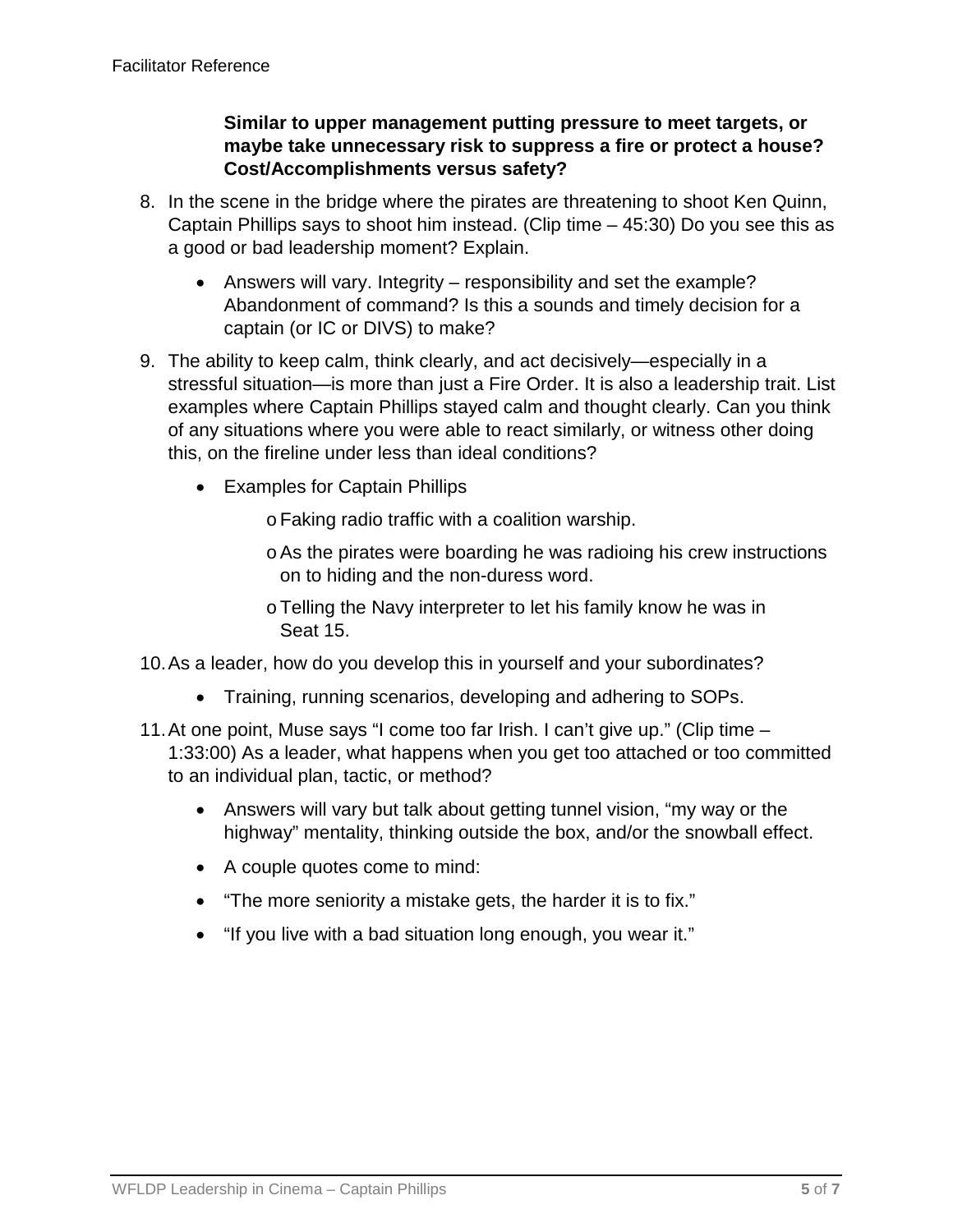**Similar to upper management putting pressure to meet targets, or maybe take unnecessary risk to suppress a fire or protect a house? Cost/Accomplishments versus safety?**

8. In the scene in the bridge where the pirates are threatening to shoot Ken Quinn, Captain Phillips says to shoot him instead. (Clip time – 45:30) Do you see this as a good or bad leadership moment? Explain.

    - Answers will vary. Integrity – responsibility and set the example? Abandonment of command? Is this a sounds and timely decision for a captain (or IC or DIVS) to make?

9. The ability to keep calm, think clearly, and act decisively—especially in a stressful situation—is more than just a Fire Order. It is also a leadership trait. List examples where Captain Phillips stayed calm and thought clearly. Can you think of any situations where you were able to react similarly, or witness other doing this, on the fireline under less than ideal conditions?

    - Examples for Captain Phillips
        - Faking radio traffic with a coalition warship.
        - As the pirates were boarding he was radioing his crew instructions on to hiding and the non-duress word.
        - Telling the Navy interpreter to let his family know he was in Seat 15.

10. As a leader, how do you develop this in yourself and your subordinates?

    - Training, running scenarios, developing and adhering to SOPs.

11. At one point, Muse says "I come too far Irish. I can't give up." (Clip time – 1:33:00) As a leader, what happens when you get too attached or too committed to an individual plan, tactic, or method?

    - Answers will vary but talk about getting tunnel vision, "my way or the highway" mentality, thinking outside the box, and/or the snowball effect.
    - A couple quotes come to mind:
    - "The more seniority a mistake gets, the harder it is to fix."
    - "If you live with a bad situation long enough, you wear it."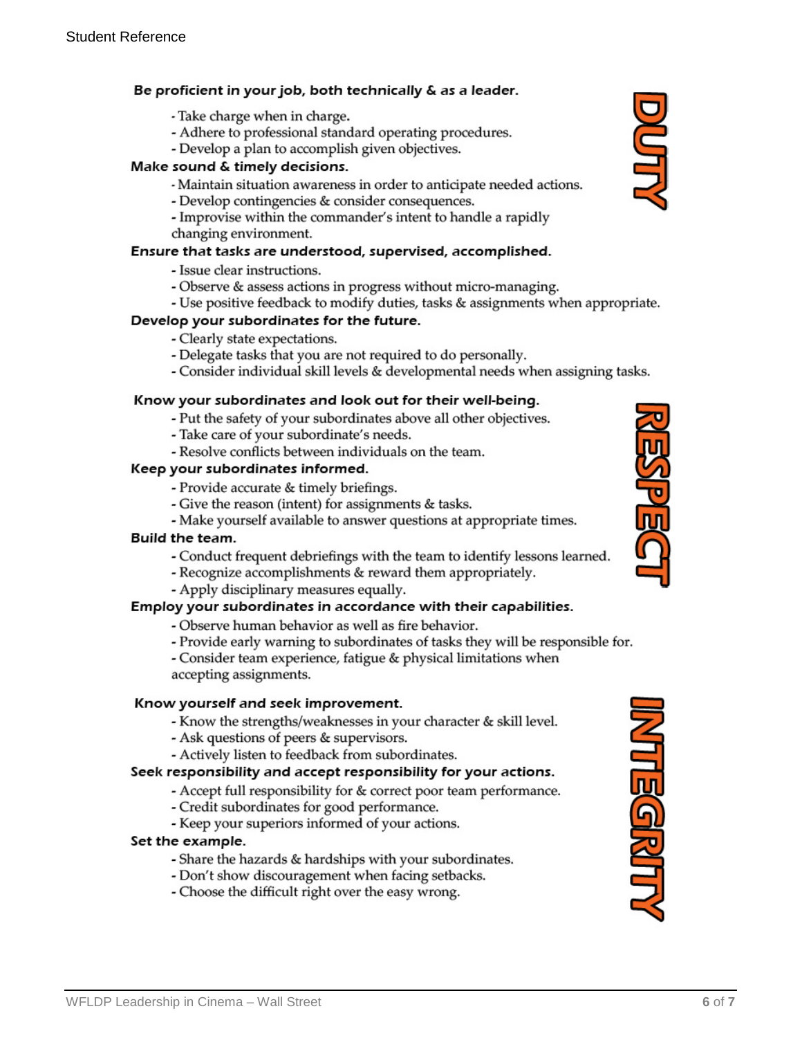## DUTY

**Be proficient in your job, both technically & as a leader.**

- Take charge when in charge.
- Adhere to professional standard operating procedures.
- Develop a plan to accomplish given objectives.

**Make sound & timely decisions.**

- Maintain situation awareness in order to anticipate needed actions.
- Develop contingencies & consider consequences.
- Improvise within the commander's intent to handle a rapidly changing environment.

**Ensure that tasks are understood, supervised, accomplished.**

- Issue clear instructions.
- Observe & assess actions in progress without micro-managing.
- Use positive feedback to modify duties, tasks & assignments when appropriate.

**Develop your subordinates for the future.**

- Clearly state expectations.
- Delegate tasks that you are not required to do personally.
- Consider individual skill levels & developmental needs when assigning tasks.

## RESPECT

**Know your subordinates and look out for their well-being.**

- Put the safety of your subordinates above all other objectives.
- Take care of your subordinate's needs.
- Resolve conflicts between individuals on the team.

**Keep your subordinates informed.**

- Provide accurate & timely briefings.
- Give the reason (intent) for assignments & tasks.
- Make yourself available to answer questions at appropriate times.

**Build the team.**

- Conduct frequent debriefings with the team to identify lessons learned.
- Recognize accomplishments & reward them appropriately.
- Apply disciplinary measures equally.

**Employ your subordinates in accordance with their capabilities.**

- Observe human behavior as well as fire behavior.
- Provide early warning to subordinates of tasks they will be responsible for.
- Consider team experience, fatigue & physical limitations when accepting assignments.

## INTEGRITY

**Know yourself and seek improvement.**

- Know the strengths/weaknesses in your character & skill level.
- Ask questions of peers & supervisors.
- Actively listen to feedback from subordinates.

**Seek responsibility and accept responsibility for your actions.**

- Accept full responsibility for & correct poor team performance.
- Credit subordinates for good performance.
- Keep your superiors informed of your actions.

**Set the example.**

- Share the hazards & hardships with your subordinates.
- Don't show discouragement when facing setbacks.
- Choose the difficult right over the easy wrong.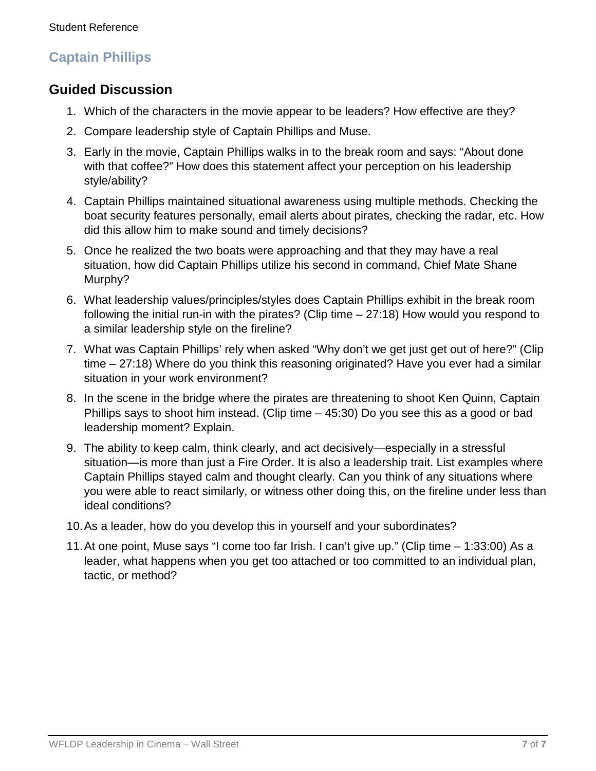## Captain Phillips

### Guided Discussion

1. Which of the characters in the movie appear to be leaders? How effective are they?
2. Compare leadership style of Captain Phillips and Muse.
3. Early in the movie, Captain Phillips walks in to the break room and says: "About done with that coffee?" How does this statement affect your perception on his leadership style/ability?
4. Captain Phillips maintained situational awareness using multiple methods. Checking the boat security features personally, email alerts about pirates, checking the radar, etc. How did this allow him to make sound and timely decisions?
5. Once he realized the two boats were approaching and that they may have a real situation, how did Captain Phillips utilize his second in command, Chief Mate Shane Murphy?
6. What leadership values/principles/styles does Captain Phillips exhibit in the break room following the initial run-in with the pirates? (Clip time – 27:18) How would you respond to a similar leadership style on the fireline?
7. What was Captain Phillips' rely when asked "Why don't we get just get out of here?" (Clip time – 27:18) Where do you think this reasoning originated? Have you ever had a similar situation in your work environment?
8. In the scene in the bridge where the pirates are threatening to shoot Ken Quinn, Captain Phillips says to shoot him instead. (Clip time – 45:30) Do you see this as a good or bad leadership moment? Explain.
9. The ability to keep calm, think clearly, and act decisively—especially in a stressful situation—is more than just a Fire Order. It is also a leadership trait. List examples where Captain Phillips stayed calm and thought clearly. Can you think of any situations where you were able to react similarly, or witness other doing this, on the fireline under less than ideal conditions?
10. As a leader, how do you develop this in yourself and your subordinates?
11. At one point, Muse says "I come too far Irish. I can't give up." (Clip time – 1:33:00) As a leader, what happens when you get too attached or too committed to an individual plan, tactic, or method?